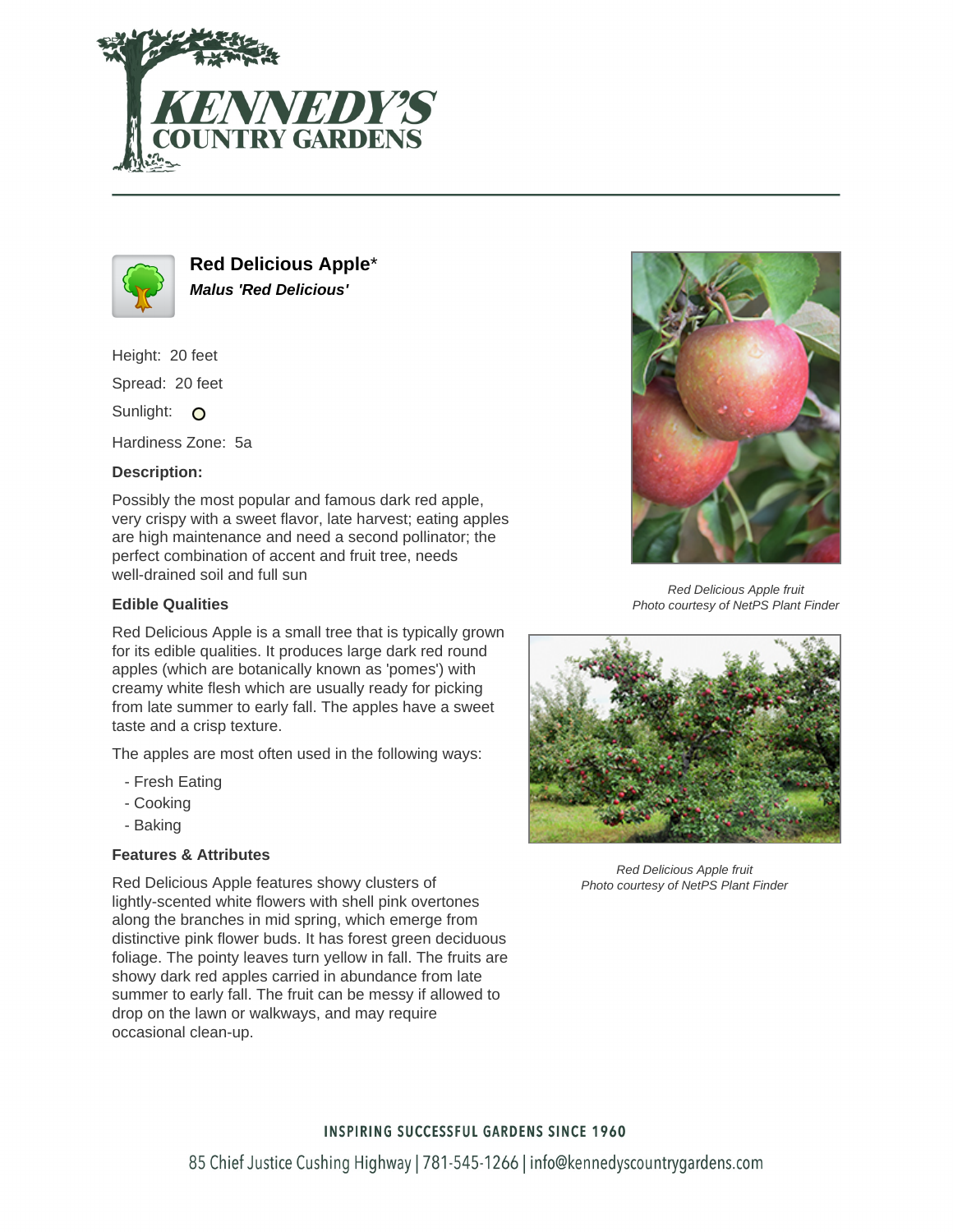# Red Delicious Apple*

***Malus 'Red Delicious'***

Height: 20 feet

Spread: 20 feet

Sunlight: O

Hardiness Zone: 5a

**Description:**

Possibly the most popular and famous dark red apple, very crispy with a sweet flavor, late harvest; eating apples are high maintenance and need a second pollinator; the perfect combination of accent and fruit tree, needs well-drained soil and full sun

### Edible Qualities

Red Delicious Apple is a small tree that is typically grown for its edible qualities. It produces large dark red round apples (which are botanically known as 'pomes') with creamy white flesh which are usually ready for picking from late summer to early fall. The apples have a sweet taste and a crisp texture.

The apples are most often used in the following ways:

- Fresh Eating
- Cooking
- Baking

### Features & Attributes

Red Delicious Apple features showy clusters of lightly-scented white flowers with shell pink overtones along the branches in mid spring, which emerge from distinctive pink flower buds. It has forest green deciduous foliage. The pointy leaves turn yellow in fall. The fruits are showy dark red apples carried in abundance from late summer to early fall. The fruit can be messy if allowed to drop on the lawn or walkways, and may require occasional clean-up.

*Red Delicious Apple fruit*
*Photo courtesy of NetPS Plant Finder*

*Red Delicious Apple fruit*
*Photo courtesy of NetPS Plant Finder*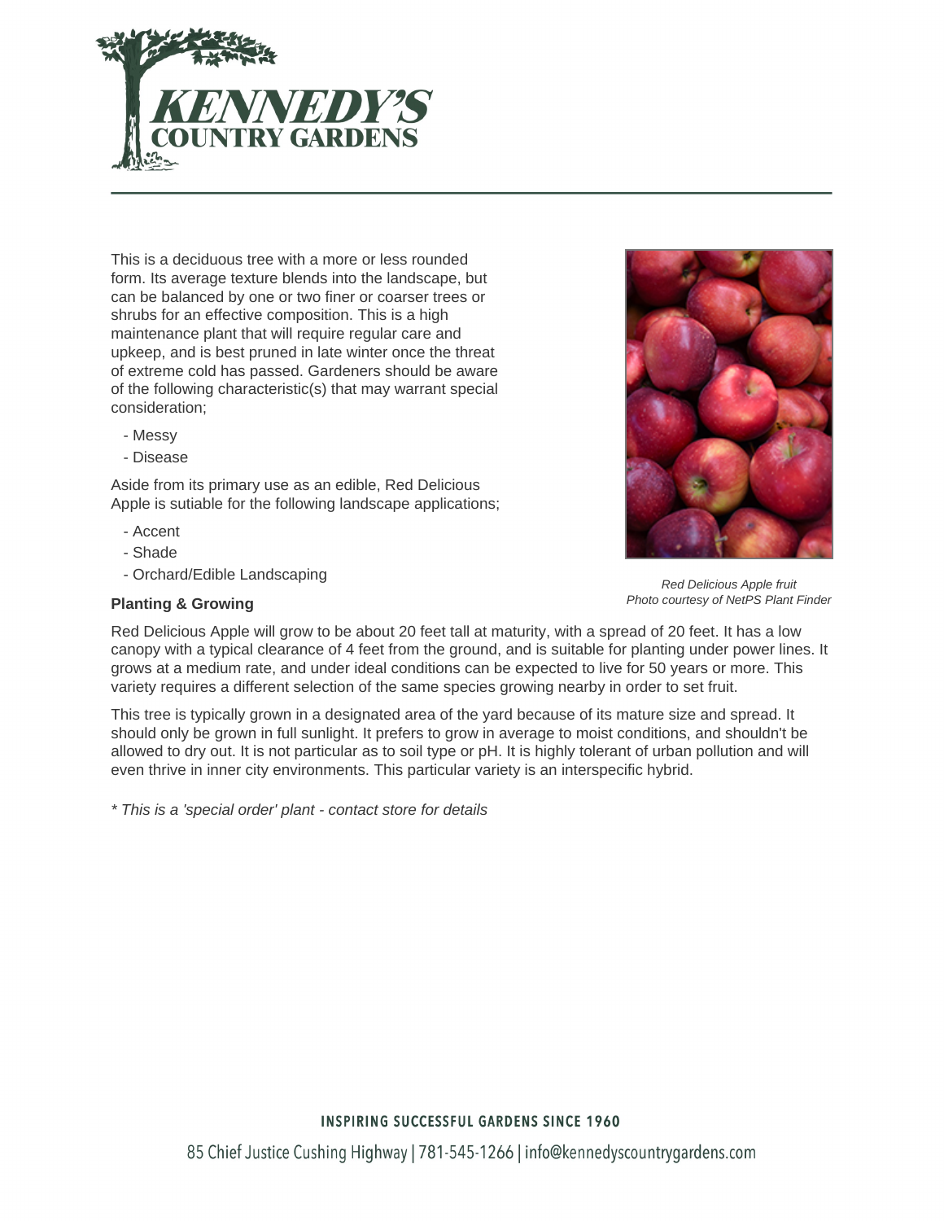This is a deciduous tree with a more or less rounded form. Its average texture blends into the landscape, but can be balanced by one or two finer or coarser trees or shrubs for an effective composition. This is a high maintenance plant that will require regular care and upkeep, and is best pruned in late winter once the threat of extreme cold has passed. Gardeners should be aware of the following characteristic(s) that may warrant special consideration;

- Messy
- Disease

Aside from its primary use as an edible, Red Delicious Apple is sutiable for the following landscape applications;

- Accent
- Shade
- Orchard/Edible Landscaping

*Red Delicious Apple fruit*
*Photo courtesy of NetPS Plant Finder*

**Planting & Growing**

Red Delicious Apple will grow to be about 20 feet tall at maturity, with a spread of 20 feet. It has a low canopy with a typical clearance of 4 feet from the ground, and is suitable for planting under power lines. It grows at a medium rate, and under ideal conditions can be expected to live for 50 years or more. This variety requires a different selection of the same species growing nearby in order to set fruit.

This tree is typically grown in a designated area of the yard because of its mature size and spread. It should only be grown in full sunlight. It prefers to grow in average to moist conditions, and shouldn't be allowed to dry out. It is not particular as to soil type or pH. It is highly tolerant of urban pollution and will even thrive in inner city environments. This particular variety is an interspecific hybrid.

*\* This is a 'special order' plant - contact store for details*